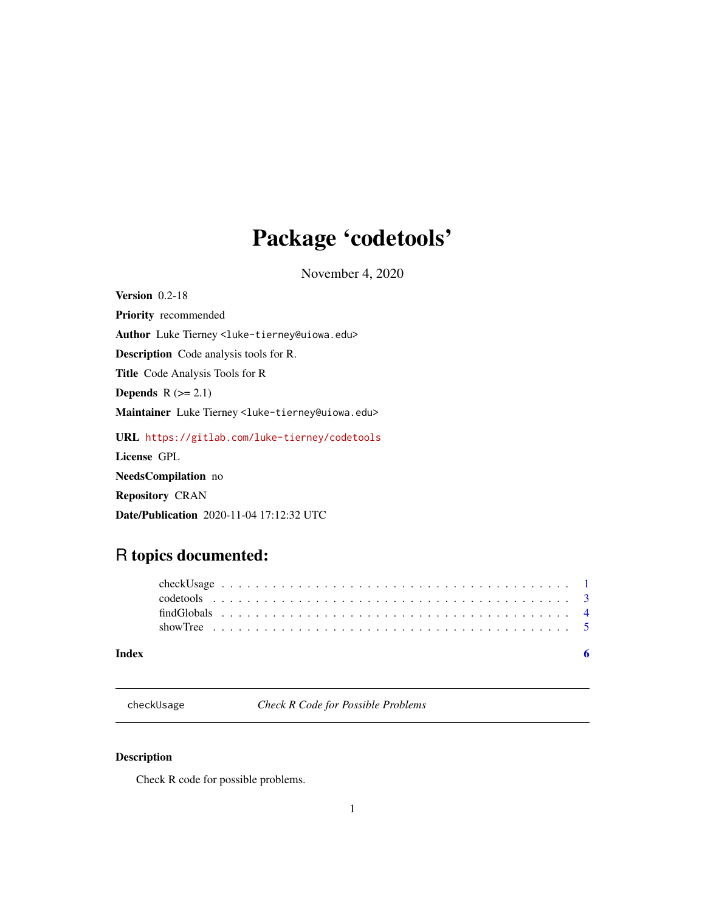# Package 'codetools'

November 4, 2020

**Version** 0.2-18

**Priority** recommended

**Author** Luke Tierney <luke-tierney@uiowa.edu>

**Description** Code analysis tools for R.

**Title** Code Analysis Tools for R

**Depends** R (>= 2.1)

**Maintainer** Luke Tierney <luke-tierney@uiowa.edu>

**URL** https://gitlab.com/luke-tierney/codetools

**License** GPL

**NeedsCompilation** no

**Repository** CRAN

**Date/Publication** 2020-11-04 17:12:32 UTC

## R topics documented:

- checkUsage . . . . . . . . . . . . . . . . . . . . . . . . . . . . . . . . . . . . . . . . 1
- codetools . . . . . . . . . . . . . . . . . . . . . . . . . . . . . . . . . . . . . . . . . 3
- findGlobals . . . . . . . . . . . . . . . . . . . . . . . . . . . . . . . . . . . . . . . . 4
- showTree . . . . . . . . . . . . . . . . . . . . . . . . . . . . . . . . . . . . . . . . . 5

**Index** 6

---

`checkUsage` *Check R Code for Possible Problems*

---

### Description

Check R code for possible problems.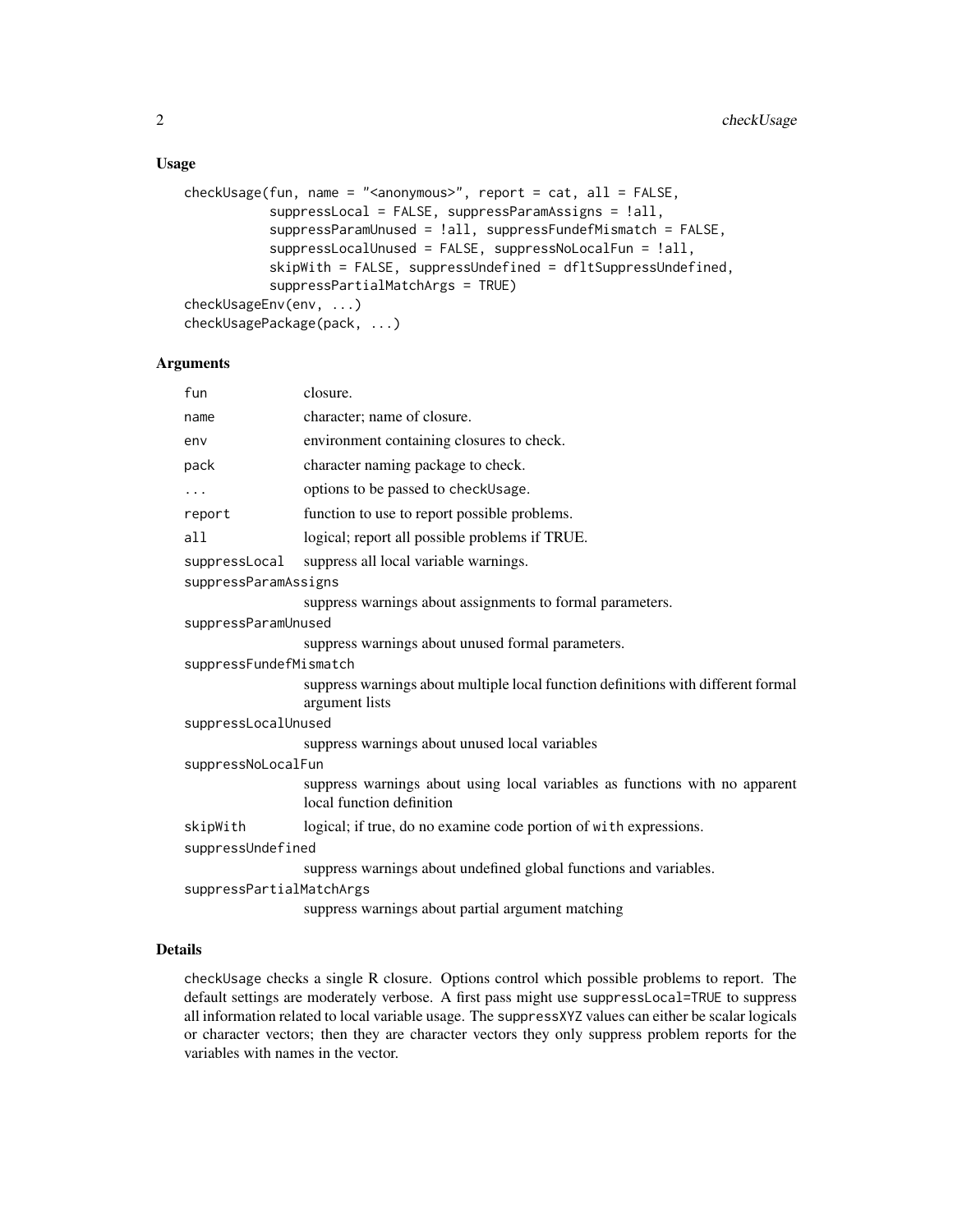## Usage

```
checkUsage(fun, name = "<anonymous>", report = cat, all = FALSE,
           suppressLocal = FALSE, suppressParamAssigns = !all,
           suppressParamUnused = !all, suppressFundefMismatch = FALSE,
           suppressLocalUnused = FALSE, suppressNoLocalFun = !all,
           skipWith = FALSE, suppressUndefined = dfltSuppressUndefined,
           suppressPartialMatchArgs = TRUE)
checkUsageEnv(env, ...)
checkUsagePackage(pack, ...)
```

## Arguments

| | |
|---|---|
| `fun` | closure. |
| `name` | character; name of closure. |
| `env` | environment containing closures to check. |
| `pack` | character naming package to check. |
| `...` | options to be passed to `checkUsage`. |
| `report` | function to use to report possible problems. |
| `all` | logical; report all possible problems if TRUE. |
| `suppressLocal` | suppress all local variable warnings. |
| `suppressParamAssigns` | suppress warnings about assignments to formal parameters. |
| `suppressParamUnused` | suppress warnings about unused formal parameters. |
| `suppressFundefMismatch` | suppress warnings about multiple local function definitions with different formal argument lists |
| `suppressLocalUnused` | suppress warnings about unused local variables |
| `suppressNoLocalFun` | suppress warnings about using local variables as functions with no apparent local function definition |
| `skipWith` | logical; if true, do no examine code portion of `with` expressions. |
| `suppressUndefined` | suppress warnings about undefined global functions and variables. |
| `suppressPartialMatchArgs` | suppress warnings about partial argument matching |

## Details

`checkUsage` checks a single R closure. Options control which possible problems to report. The default settings are moderately verbose. A first pass might use `suppressLocal=TRUE` to suppress all information related to local variable usage. The `suppressXYZ` values can either be scalar logicals or character vectors; then they are character vectors they only suppress problem reports for the variables with names in the vector.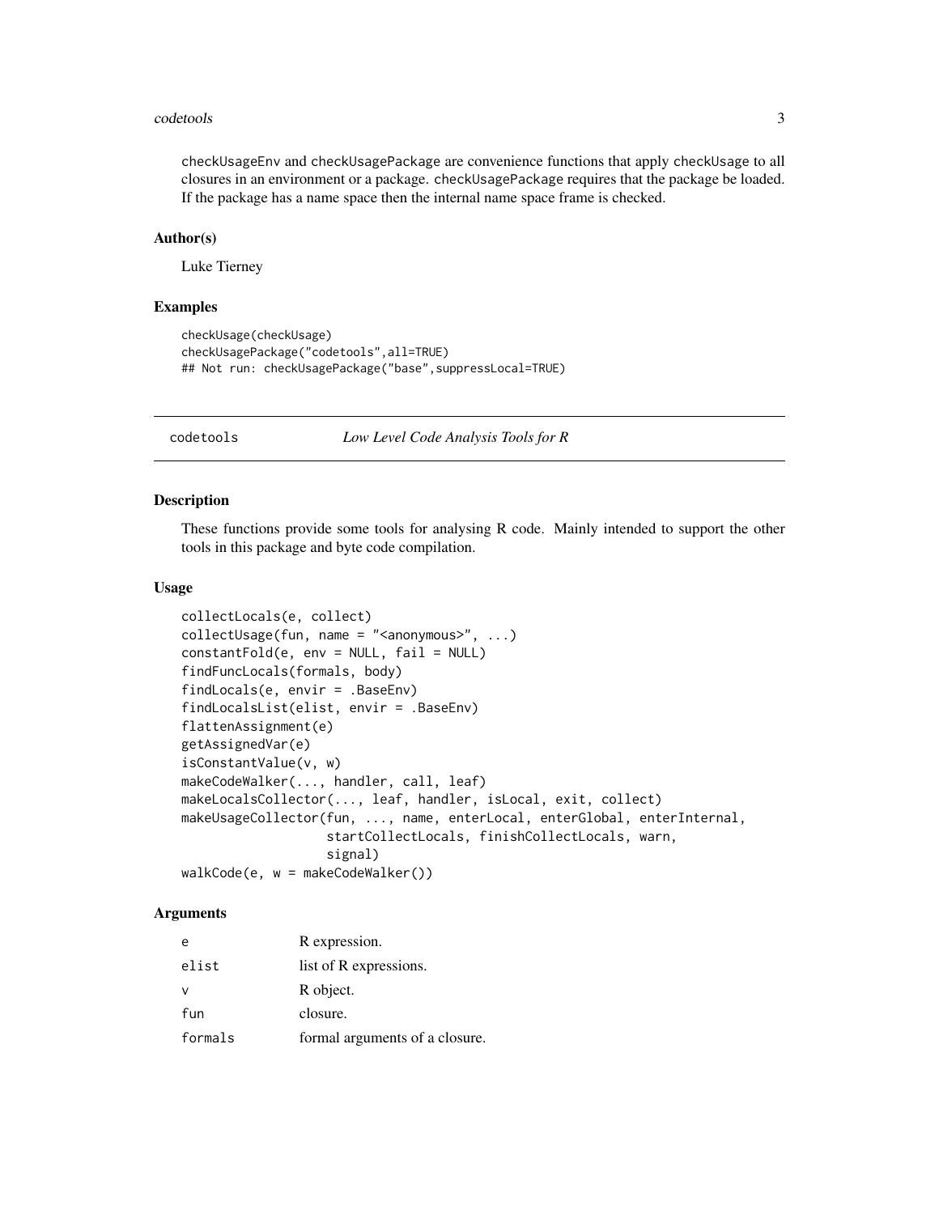checkUsageEnv and checkUsagePackage are convenience functions that apply checkUsage to all closures in an environment or a package. checkUsagePackage requires that the package be loaded. If the package has a name space then the internal name space frame is checked.

### Author(s)

Luke Tierney

### Examples

```
checkUsage(checkUsage)
checkUsagePackage("codetools",all=TRUE)
## Not run: checkUsagePackage("base",suppressLocal=TRUE)
```

---

## codetools — *Low Level Code Analysis Tools for R*

---

### Description

These functions provide some tools for analysing R code. Mainly intended to support the other tools in this package and byte code compilation.

### Usage

```
collectLocals(e, collect)
collectUsage(fun, name = "<anonymous>", ...)
constantFold(e, env = NULL, fail = NULL)
findFuncLocals(formals, body)
findLocals(e, envir = .BaseEnv)
findLocalsList(elist, envir = .BaseEnv)
flattenAssignment(e)
getAssignedVar(e)
isConstantValue(v, w)
makeCodeWalker(..., handler, call, leaf)
makeLocalsCollector(..., leaf, handler, isLocal, exit, collect)
makeUsageCollector(fun, ..., name, enterLocal, enterGlobal, enterInternal,
                   startCollectLocals, finishCollectLocals, warn,
                   signal)
walkCode(e, w = makeCodeWalker())
```

### Arguments

| | |
|---|---|
| e | R expression. |
| elist | list of R expressions. |
| v | R object. |
| fun | closure. |
| formals | formal arguments of a closure. |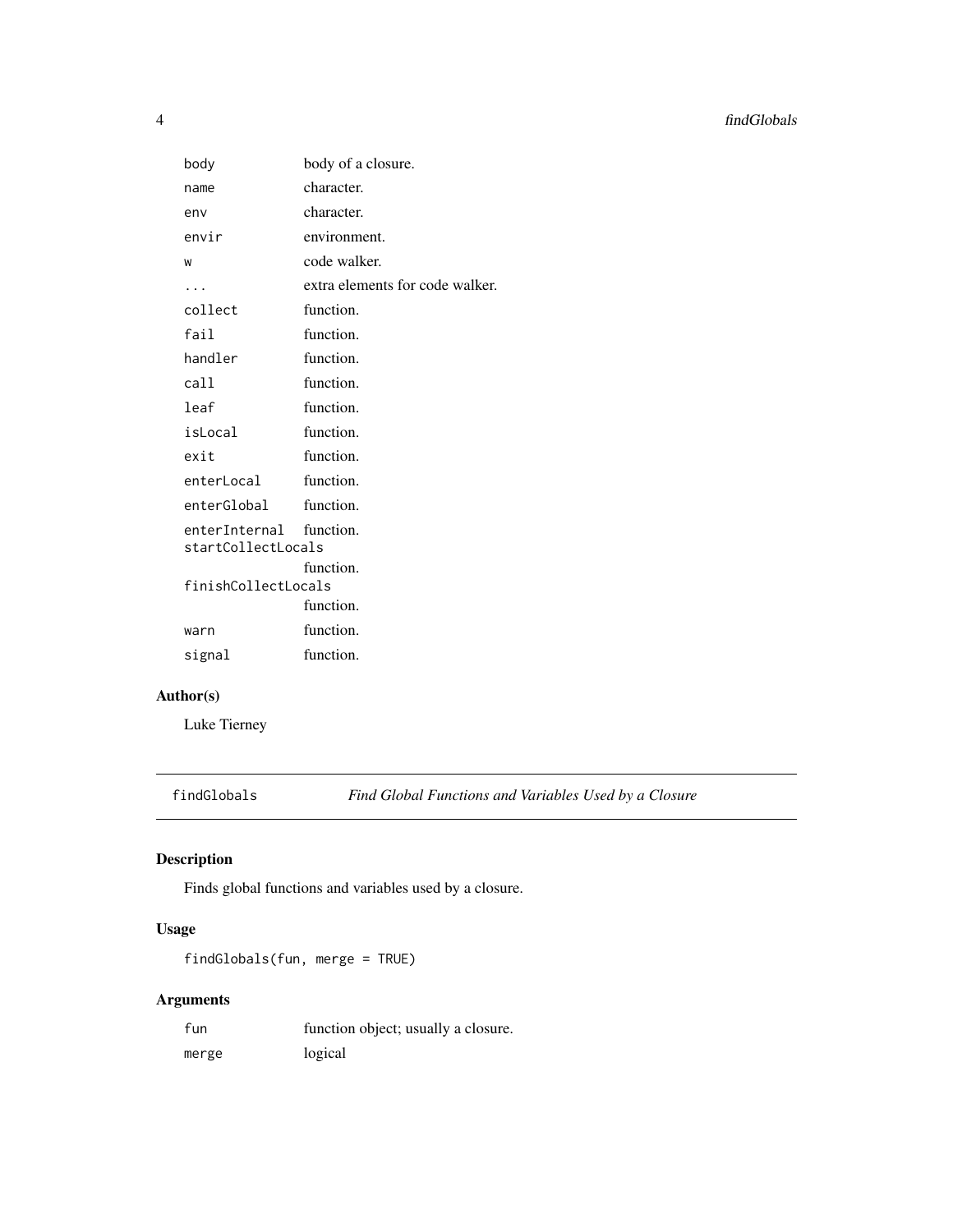| | |
|---|---|
| `body` | body of a closure. |
| `name` | character. |
| `env` | character. |
| `envir` | environment. |
| `w` | code walker. |
| `...` | extra elements for code walker. |
| `collect` | function. |
| `fail` | function. |
| `handler` | function. |
| `call` | function. |
| `leaf` | function. |
| `isLocal` | function. |
| `exit` | function. |
| `enterLocal` | function. |
| `enterGlobal` | function. |
| `enterInternal` | function. |
| `startCollectLocals` | function. |
| `finishCollectLocals` | function. |
| `warn` | function. |
| `signal` | function. |

## Author(s)

Luke Tierney

---

`findGlobals` *Find Global Functions and Variables Used by a Closure*

---

## Description

Finds global functions and variables used by a closure.

## Usage

```
findGlobals(fun, merge = TRUE)
```

## Arguments

| | |
|---|---|
| `fun` | function object; usually a closure. |
| `merge` | logical |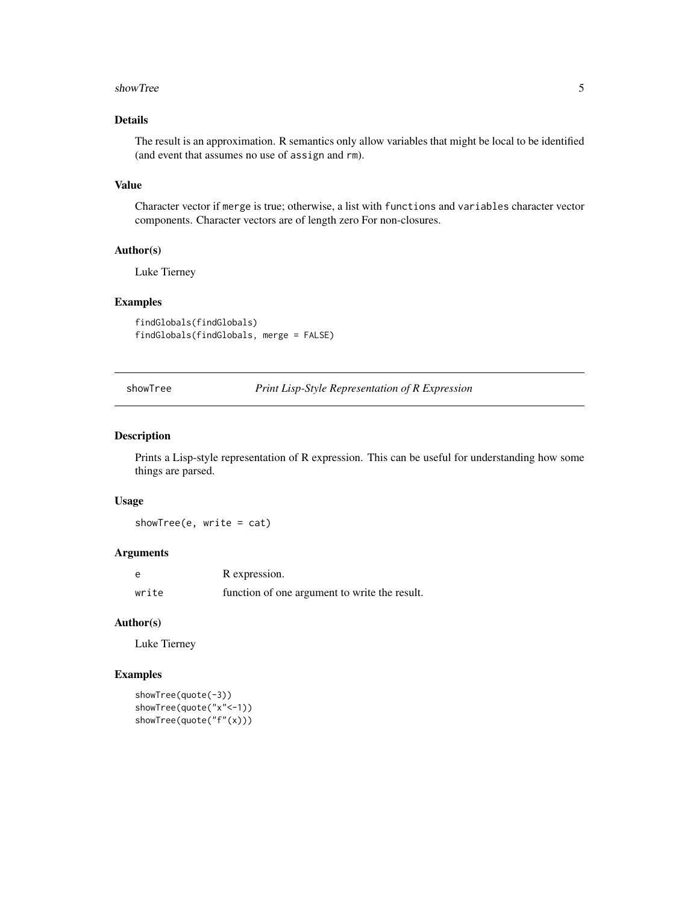### Details

The result is an approximation. R semantics only allow variables that might be local to be identified (and event that assumes no use of `assign` and `rm`).

### Value

Character vector if `merge` is true; otherwise, a list with `functions` and `variables` character vector components. Character vectors are of length zero For non-closures.

### Author(s)

Luke Tierney

### Examples

```
findGlobals(findGlobals)
findGlobals(findGlobals, merge = FALSE)
```

---

## showTree *Print Lisp-Style Representation of R Expression*

---

### Description

Prints a Lisp-style representation of R expression. This can be useful for understanding how some things are parsed.

### Usage

```
showTree(e, write = cat)
```

### Arguments

| | |
|---|---|
| `e` | R expression. |
| `write` | function of one argument to write the result. |

### Author(s)

Luke Tierney

### Examples

```
showTree(quote(-3))
showTree(quote("x"<-1))
showTree(quote("f"(x)))
```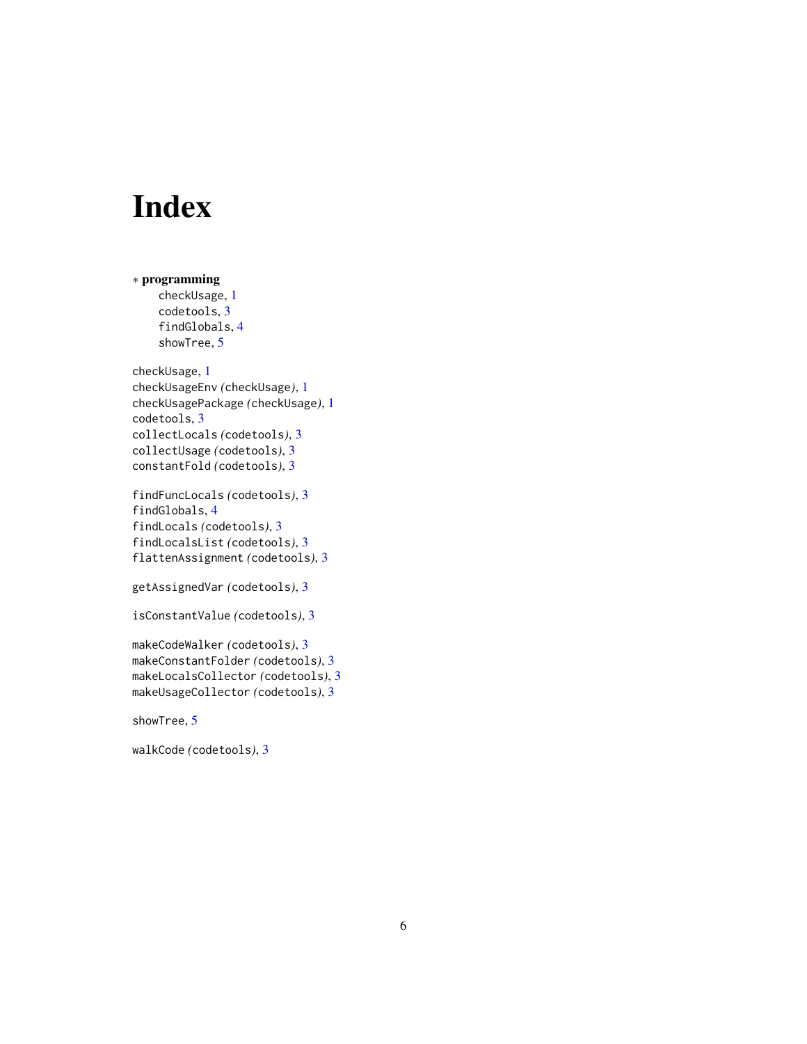# Index

* **programming**
  - checkUsage, 1
  - codetools, 3
  - findGlobals, 4
  - showTree, 5

checkUsage, 1
checkUsageEnv *(checkUsage)*, 1
checkUsagePackage *(checkUsage)*, 1
codetools, 3
collectLocals *(codetools)*, 3
collectUsage *(codetools)*, 3
constantFold *(codetools)*, 3

findFuncLocals *(codetools)*, 3
findGlobals, 4
findLocals *(codetools)*, 3
findLocalsList *(codetools)*, 3
flattenAssignment *(codetools)*, 3

getAssignedVar *(codetools)*, 3

isConstantValue *(codetools)*, 3

makeCodeWalker *(codetools)*, 3
makeConstantFolder *(codetools)*, 3
makeLocalsCollector *(codetools)*, 3
makeUsageCollector *(codetools)*, 3

showTree, 5

walkCode *(codetools)*, 3